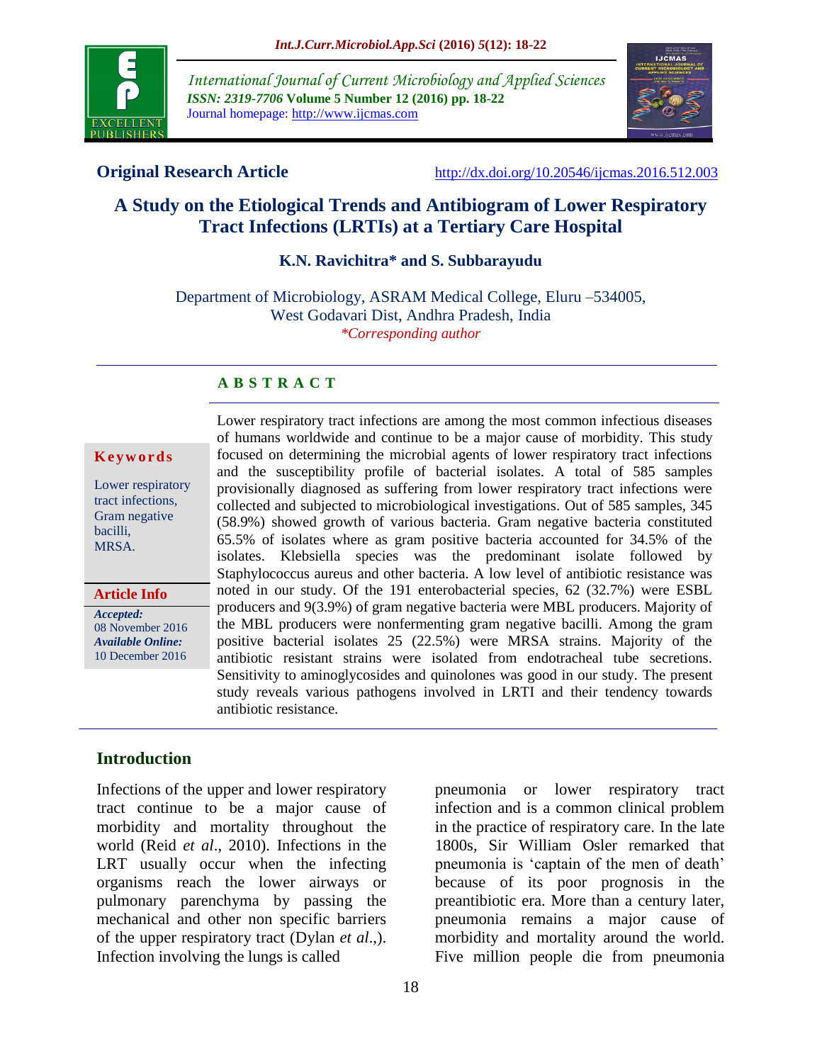International Journal of Current Microbiology and Applied Sciences
*ISSN: 2319-7706* **Volume 5 Number 12 (2016) pp. 18-22**
Journal homepage: http://www.ijcmas.com

**Original Research Article** http://dx.doi.org/10.20546/ijcmas.2016.512.003

# A Study on the Etiological Trends and Antibiogram of Lower Respiratory Tract Infections (LRTIs) at a Tertiary Care Hospital

**K.N. Ravichitra* and S. Subbarayudu**

Department of Microbiology, ASRAM Medical College, Eluru –534005, West Godavari Dist, Andhra Pradesh, India

*\*Corresponding author*

**Keywords**

Lower respiratory tract infections, Gram negative bacilli, MRSA.

**Article Info**

***Accepted:*** 08 November 2016
***Available Online:*** 10 December 2016

## ABSTRACT

Lower respiratory tract infections are among the most common infectious diseases of humans worldwide and continue to be a major cause of morbidity. This study focused on determining the microbial agents of lower respiratory tract infections and the susceptibility profile of bacterial isolates. A total of 585 samples provisionally diagnosed as suffering from lower respiratory tract infections were collected and subjected to microbiological investigations. Out of 585 samples, 345 (58.9%) showed growth of various bacteria. Gram negative bacteria constituted 65.5% of isolates where as gram positive bacteria accounted for 34.5% of the isolates. Klebsiella species was the predominant isolate followed by Staphylococcus aureus and other bacteria. A low level of antibiotic resistance was noted in our study. Of the 191 enterobacterial species, 62 (32.7%) were ESBL producers and 9(3.9%) of gram negative bacteria were MBL producers. Majority of the MBL producers were nonfermenting gram negative bacilli. Among the gram positive bacterial isolates 25 (22.5%) were MRSA strains. Majority of the antibiotic resistant strains were isolated from endotracheal tube secretions. Sensitivity to aminoglycosides and quinolones was good in our study. The present study reveals various pathogens involved in LRTI and their tendency towards antibiotic resistance.

## Introduction

Infections of the upper and lower respiratory tract continue to be a major cause of morbidity and mortality throughout the world (Reid *et al*., 2010). Infections in the LRT usually occur when the infecting organisms reach the lower airways or pulmonary parenchyma by passing the mechanical and other non specific barriers of the upper respiratory tract (Dylan *et al*.,). Infection involving the lungs is called pneumonia or lower respiratory tract infection and is a common clinical problem in the practice of respiratory care. In the late 1800s, Sir William Osler remarked that pneumonia is 'captain of the men of death' because of its poor prognosis in the preantibiotic era. More than a century later, pneumonia remains a major cause of morbidity and mortality around the world. Five million people die from pneumonia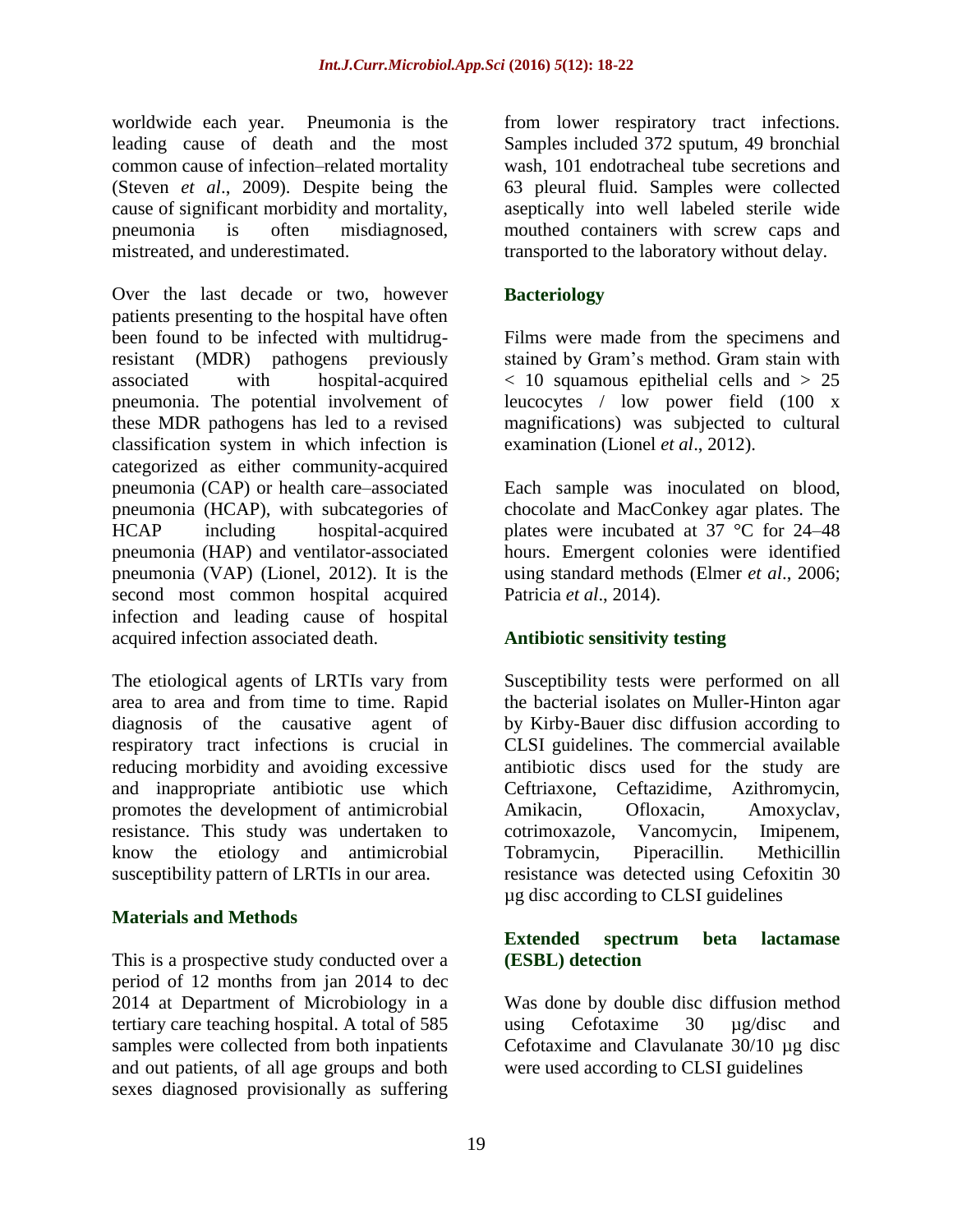worldwide each year. Pneumonia is the leading cause of death and the most common cause of infection–related mortality (Steven *et al*., 2009). Despite being the cause of significant morbidity and mortality, pneumonia is often misdiagnosed, mistreated, and underestimated.

Over the last decade or two, however patients presenting to the hospital have often been found to be infected with multidrug-resistant (MDR) pathogens previously associated with hospital-acquired pneumonia. The potential involvement of these MDR pathogens has led to a revised classification system in which infection is categorized as either community-acquired pneumonia (CAP) or health care–associated pneumonia (HCAP), with subcategories of HCAP including hospital-acquired pneumonia (HAP) and ventilator-associated pneumonia (VAP) (Lionel, 2012). It is the second most common hospital acquired infection and leading cause of hospital acquired infection associated death.

The etiological agents of LRTIs vary from area to area and from time to time. Rapid diagnosis of the causative agent of respiratory tract infections is crucial in reducing morbidity and avoiding excessive and inappropriate antibiotic use which promotes the development of antimicrobial resistance. This study was undertaken to know the etiology and antimicrobial susceptibility pattern of LRTIs in our area.

## Materials and Methods

This is a prospective study conducted over a period of 12 months from jan 2014 to dec 2014 at Department of Microbiology in a tertiary care teaching hospital. A total of 585 samples were collected from both inpatients and out patients, of all age groups and both sexes diagnosed provisionally as suffering from lower respiratory tract infections. Samples included 372 sputum, 49 bronchial wash, 101 endotracheal tube secretions and 63 pleural fluid. Samples were collected aseptically into well labeled sterile wide mouthed containers with screw caps and transported to the laboratory without delay.

### Bacteriology

Films were made from the specimens and stained by Gram's method. Gram stain with $< 10$ squamous epithelial cells and $> 25$ leucocytes / low power field (100 x magnifications) was subjected to cultural examination (Lionel *et al*., 2012).

Each sample was inoculated on blood, chocolate and MacConkey agar plates. The plates were incubated at 37 °C for 24–48 hours. Emergent colonies were identified using standard methods (Elmer *et al*., 2006; Patricia *et al*., 2014).

### Antibiotic sensitivity testing

Susceptibility tests were performed on all the bacterial isolates on Muller-Hinton agar by Kirby-Bauer disc diffusion according to CLSI guidelines. The commercial available antibiotic discs used for the study are Ceftriaxone, Ceftazidime, Azithromycin, Amikacin, Ofloxacin, Amoxyclav, cotrimoxazole, Vancomycin, Imipenem, Tobramycin, Piperacillin. Methicillin resistance was detected using Cefoxitin 30 µg disc according to CLSI guidelines

### Extended spectrum beta lactamase (ESBL) detection

Was done by double disc diffusion method using Cefotaxime 30 µg/disc and Cefotaxime and Clavulanate 30/10 µg disc were used according to CLSI guidelines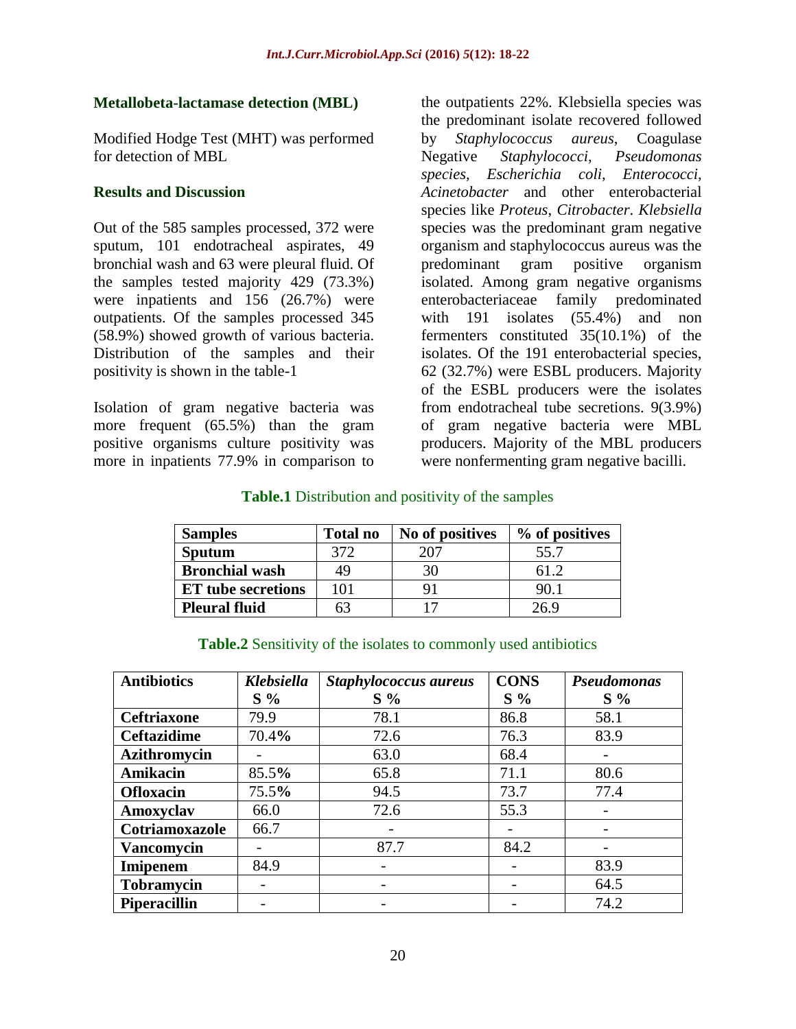### Metallobeta-lactamase detection (MBL)

Modified Hodge Test (MHT) was performed for detection of MBL

### Results and Discussion

Out of the 585 samples processed, 372 were sputum, 101 endotracheal aspirates, 49 bronchial wash and 63 were pleural fluid. Of the samples tested majority 429 (73.3%) were inpatients and 156 (26.7%) were outpatients. Of the samples processed 345 (58.9%) showed growth of various bacteria. Distribution of the samples and their positivity is shown in the table-1

Isolation of gram negative bacteria was more frequent (65.5%) than the gram positive organisms culture positivity was more in inpatients 77.9% in comparison to the outpatients 22%. Klebsiella species was the predominant isolate recovered followed by *Staphylococcus aureus,* Coagulase Negative *Staphylococci, Pseudomonas species, Escherichia coli, Enterococci, Acinetobacter* and other enterobacterial species like *Proteus*, *Citrobacter*. *Klebsiella* species was the predominant gram negative organism and staphylococcus aureus was the predominant gram positive organism isolated. Among gram negative organisms enterobacteriaceae family predominated with 191 isolates (55.4%) and non fermenters constituted 35(10.1%) of the isolates. Of the 191 enterobacterial species, 62 (32.7%) were ESBL producers. Majority of the ESBL producers were the isolates from endotracheal tube secretions. 9(3.9%) of gram negative bacteria were MBL producers. Majority of the MBL producers were nonfermenting gram negative bacilli.

**Table.1** Distribution and positivity of the samples

| Samples | Total no | No of positives | % of positives |
|---|---|---|---|
| **Sputum** | 372 | 207 | 55.7 |
| **Bronchial wash** | 49 | 30 | 61.2 |
| **ET tube secretions** | 101 | 91 | 90.1 |
| **Pleural fluid** | 63 | 17 | 26.9 |

**Table.2** Sensitivity of the isolates to commonly used antibiotics

| Antibiotics | *Klebsiella* S % | *Staphylococcus aureus* S % | CONS S % | *Pseudomonas* S % |
|---|---|---|---|---|
| **Ceftriaxone** | 79.9 | 78.1 | 86.8 | 58.1 |
| **Ceftazidime** | 70.4% | 72.6 | 76.3 | 83.9 |
| **Azithromycin** | - | 63.0 | 68.4 | - |
| **Amikacin** | 85.5% | 65.8 | 71.1 | 80.6 |
| **Ofloxacin** | 75.5% | 94.5 | 73.7 | 77.4 |
| **Amoxyclav** | 66.0 | 72.6 | 55.3 | - |
| **Cotriamoxazole** | 66.7 | - | - | - |
| **Vancomycin** | - | 87.7 | 84.2 | - |
| **Imipenem** | 84.9 | - | - | 83.9 |
| **Tobramycin** | - | - | - | 64.5 |
| **Piperacillin** | - | - | - | 74.2 |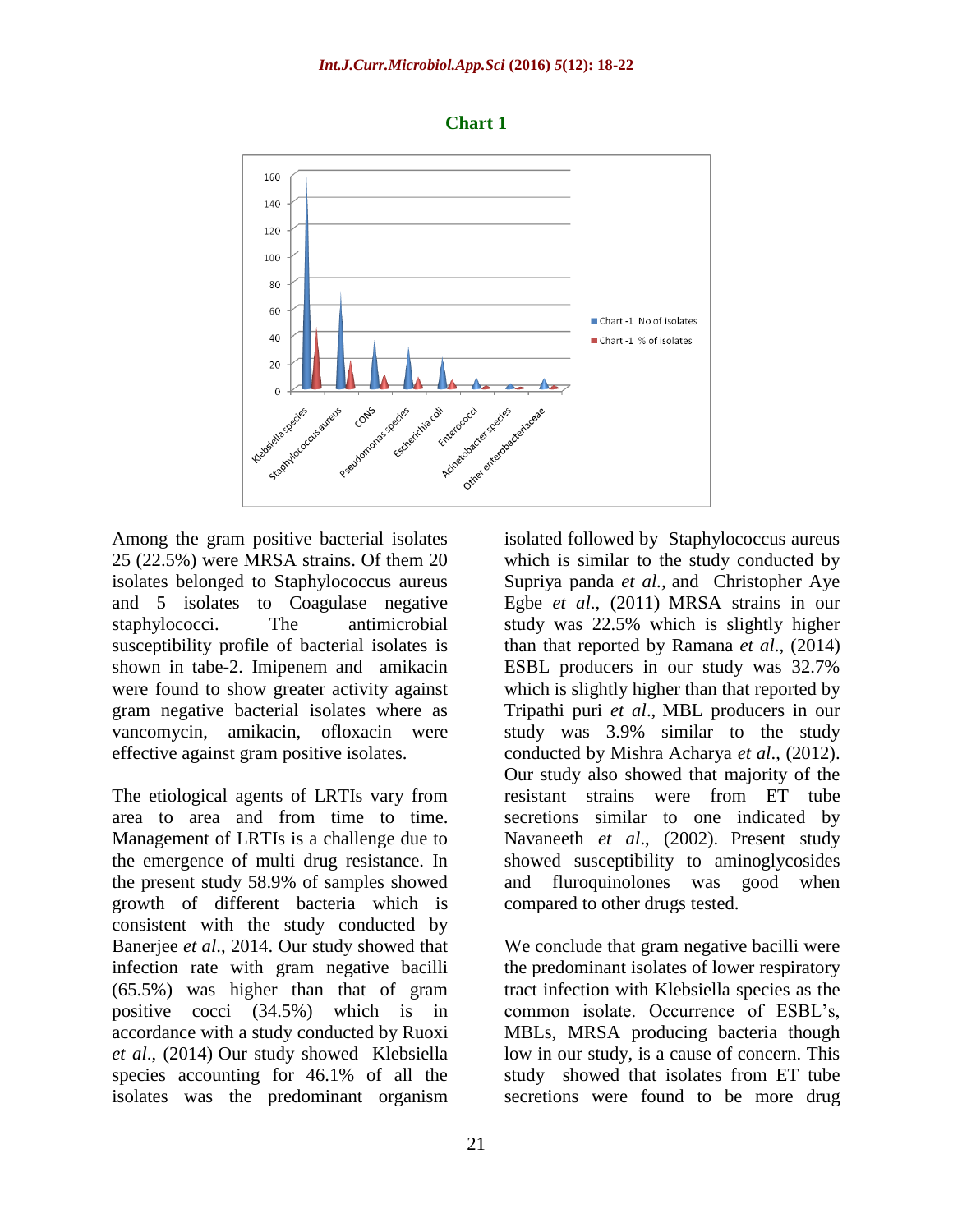**Chart 1**

Among the gram positive bacterial isolates 25 (22.5%) were MRSA strains. Of them 20 isolates belonged to Staphylococcus aureus and 5 isolates to Coagulase negative staphylococci. The antimicrobial susceptibility profile of bacterial isolates is shown in tabe-2. Imipenem and amikacin were found to show greater activity against gram negative bacterial isolates where as vancomycin, amikacin, ofloxacin were effective against gram positive isolates.

The etiological agents of LRTIs vary from area to area and from time to time. Management of LRTIs is a challenge due to the emergence of multi drug resistance. In the present study 58.9% of samples showed growth of different bacteria which is consistent with the study conducted by Banerjee *et al*., 2014. Our study showed that infection rate with gram negative bacilli (65.5%) was higher than that of gram positive cocci (34.5%) which is in accordance with a study conducted by Ruoxi *et al*., (2014) Our study showed Klebsiella species accounting for 46.1% of all the isolates was the predominant organism isolated followed by Staphylococcus aureus which is similar to the study conducted by Supriya panda *et al.,* and Christopher Aye Egbe *et al*., (2011) MRSA strains in our study was 22.5% which is slightly higher than that reported by Ramana *et al*., (2014) ESBL producers in our study was 32.7% which is slightly higher than that reported by Tripathi puri *et al*., MBL producers in our study was 3.9% similar to the study conducted by Mishra Acharya *et al*., (2012). Our study also showed that majority of the resistant strains were from ET tube secretions similar to one indicated by Navaneeth *et al*., (2002). Present study showed susceptibility to aminoglycosides and fluroquinolones was good when compared to other drugs tested.

We conclude that gram negative bacilli were the predominant isolates of lower respiratory tract infection with Klebsiella species as the common isolate. Occurrence of ESBL's, MBLs, MRSA producing bacteria though low in our study, is a cause of concern. This study showed that isolates from ET tube secretions were found to be more drug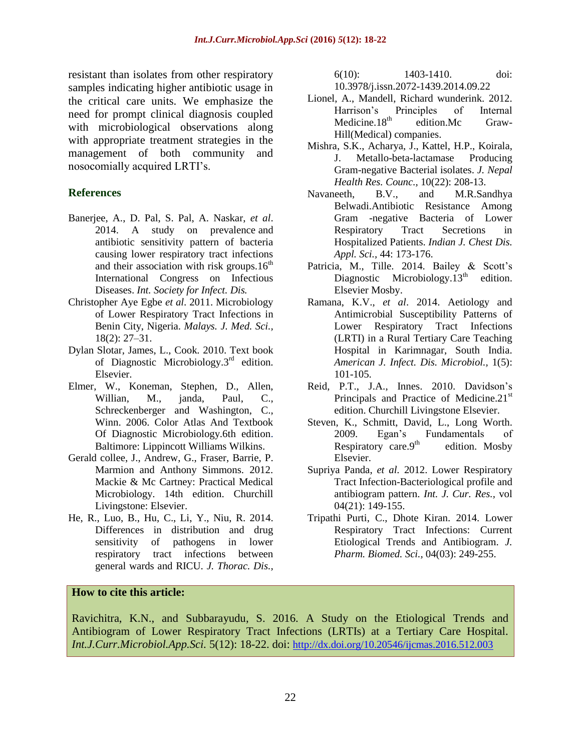resistant than isolates from other respiratory samples indicating higher antibiotic usage in the critical care units. We emphasize the need for prompt clinical diagnosis coupled with microbiological observations along with appropriate treatment strategies in the management of both community and nosocomially acquired LRTI's.

## References

Banerjee, A., D. Pal, S. Pal, A. Naskar, *et al*. 2014. A study on prevalence and antibiotic sensitivity pattern of bacteria causing lower respiratory tract infections and their association with risk groups.16th International Congress on Infectious Diseases. *Int. Society for Infect. Dis.*

Christopher Aye Egbe *et al*. 2011. Microbiology of Lower Respiratory Tract Infections in Benin City, Nigeria. *Malays. J. Med. Sci.,* 18(2): 27–31.

Dylan Slotar, James, L., Cook. 2010. Text book of Diagnostic Microbiology.3rd edition. Elsevier.

Elmer, W., Koneman, Stephen, D., Allen, Willian, M., janda, Paul, C., Schreckenberger and Washington, C., Winn. 2006. Color Atlas And Textbook Of Diagnostic Microbiology.6th edition. Baltimore: Lippincott Williams Wilkins.

Gerald collee, J., Andrew, G., Fraser, Barrie, P. Marmion and Anthony Simmons. 2012. Mackie & Mc Cartney: Practical Medical Microbiology. 14th edition. Churchill Livingstone: Elsevier.

He, R., Luo, B., Hu, C., Li, Y., Niu, R. 2014. Differences in distribution and drug sensitivity of pathogens in lower respiratory tract infections between general wards and RICU. *J. Thorac. Dis.,* 6(10): 1403-1410. doi: 10.3978/j.issn.2072-1439.2014.09.22

Lionel, A., Mandell, Richard wunderink. 2012. Harrison's Principles of Internal Medicine.18th edition.Mc Graw-Hill(Medical) companies.

Mishra, S.K., Acharya, J., Kattel, H.P., Koirala, J. Metallo-beta-lactamase Producing Gram-negative Bacterial isolates. *J. Nepal Health Res. Counc.,* 10(22): 208-13.

Navaneeth, B.V., and M.R.Sandhya Belwadi.Antibiotic Resistance Among Gram -negative Bacteria of Lower Respiratory Tract Secretions in Hospitalized Patients. *Indian J. Chest Dis. Appl. Sci.,* 44: 173-176.

Patricia, M., Tille. 2014. Bailey & Scott's Diagnostic Microbiology.13th edition. Elsevier Mosby.

Ramana, K.V., *et al*. 2014. Aetiology and Antimicrobial Susceptibility Patterns of Lower Respiratory Tract Infections (LRTI) in a Rural Tertiary Care Teaching Hospital in Karimnagar, South India. *American J. Infect. Dis. Microbiol.,* 1(5): 101-105.

Reid, P.T., J.A., Innes. 2010. Davidson's Principals and Practice of Medicine.21st edition. Churchill Livingstone Elsevier.

Steven, K., Schmitt, David, L., Long Worth. 2009. Egan's Fundamentals of Respiratory care.9th edition. Mosby Elsevier.

Supriya Panda, *et al.* 2012. Lower Respiratory Tract Infection-Bacteriological profile and antibiogram pattern. *Int. J. Cur. Res.,* vol 04(21): 149-155.

Tripathi Purti, C., Dhote Kiran. 2014. Lower Respiratory Tract Infections: Current Etiological Trends and Antibiogram. *J. Pharm. Biomed. Sci.,* 04(03): 249-255.

**How to cite this article:**

Ravichitra, K.N., and Subbarayudu, S. 2016. A Study on the Etiological Trends and Antibiogram of Lower Respiratory Tract Infections (LRTIs) at a Tertiary Care Hospital. *Int.J.Curr.Microbiol.App.Sci.* 5(12): 18-22. doi: http://dx.doi.org/10.20546/ijcmas.2016.512.003